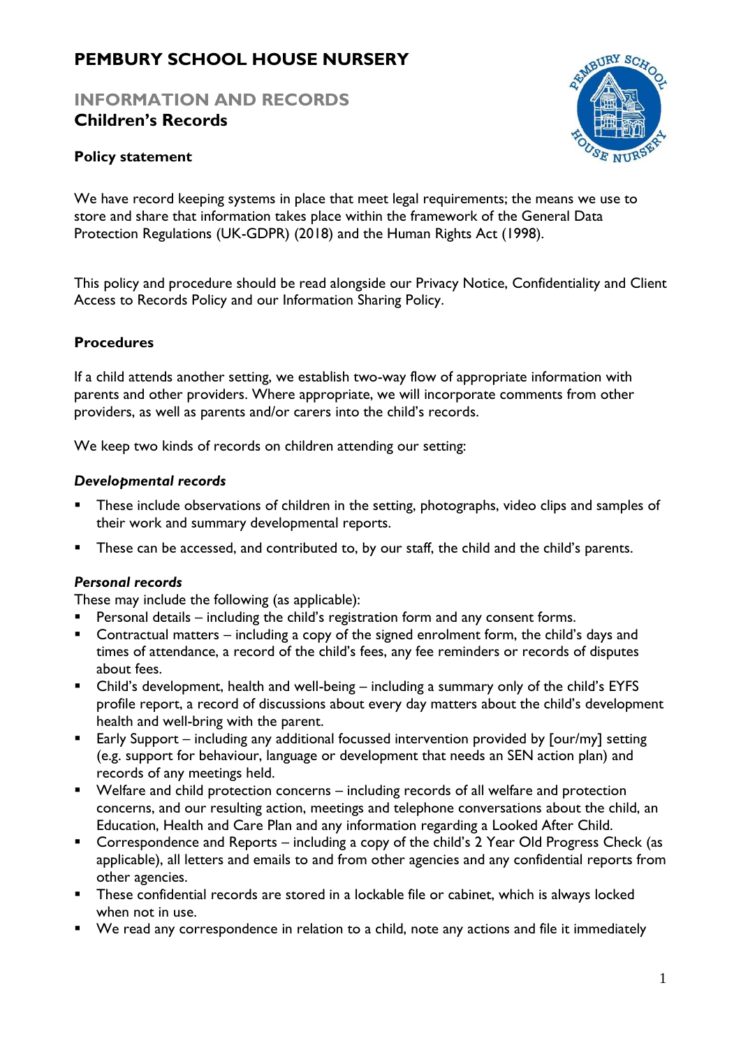# PEMBURY SCHOOL HOUSE NURSERY

## INFORMATION AND RECORDS

## Children's Records

**Policy statement**

We have record keeping systems in place that meet legal requirements; the means we use to store and share that information takes place within the framework of the General Data Protection Regulations (UK-GDPR) (2018) and the Human Rights Act (1998).

This policy and procedure should be read alongside our Privacy Notice, Confidentiality and Client Access to Records Policy and our Information Sharing Policy.

**Procedures**

If a child attends another setting, we establish two-way flow of appropriate information with parents and other providers. Where appropriate, we will incorporate comments from other providers, as well as parents and/or carers into the child's records.

We keep two kinds of records on children attending our setting:

***Developmental records***

- These include observations of children in the setting, photographs, video clips and samples of their work and summary developmental reports.
- These can be accessed, and contributed to, by our staff, the child and the child's parents.

***Personal records***

These may include the following (as applicable):

- Personal details – including the child's registration form and any consent forms.
- Contractual matters – including a copy of the signed enrolment form, the child's days and times of attendance, a record of the child's fees, any fee reminders or records of disputes about fees.
- Child's development, health and well-being – including a summary only of the child's EYFS profile report, a record of discussions about every day matters about the child's development health and well-bring with the parent.
- Early Support – including any additional focussed intervention provided by [our/my] setting (e.g. support for behaviour, language or development that needs an SEN action plan) and records of any meetings held.
- Welfare and child protection concerns – including records of all welfare and protection concerns, and our resulting action, meetings and telephone conversations about the child, an Education, Health and Care Plan and any information regarding a Looked After Child.
- Correspondence and Reports – including a copy of the child's 2 Year Old Progress Check (as applicable), all letters and emails to and from other agencies and any confidential reports from other agencies.
- These confidential records are stored in a lockable file or cabinet, which is always locked when not in use.
- We read any correspondence in relation to a child, note any actions and file it immediately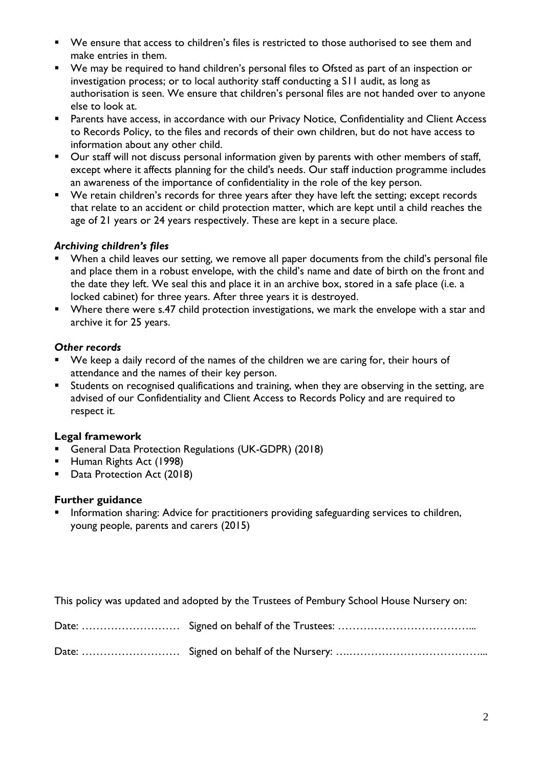- We ensure that access to children's files is restricted to those authorised to see them and make entries in them.
- We may be required to hand children's personal files to Ofsted as part of an inspection or investigation process; or to local authority staff conducting a S11 audit, as long as authorisation is seen. We ensure that children's personal files are not handed over to anyone else to look at.
- Parents have access, in accordance with our Privacy Notice, Confidentiality and Client Access to Records Policy, to the files and records of their own children, but do not have access to information about any other child.
- Our staff will not discuss personal information given by parents with other members of staff, except where it affects planning for the child's needs. Our staff induction programme includes an awareness of the importance of confidentiality in the role of the key person.
- We retain children's records for three years after they have left the setting; except records that relate to an accident or child protection matter, which are kept until a child reaches the age of 21 years or 24 years respectively. These are kept in a secure place.

### *Archiving children's files*

- When a child leaves our setting, we remove all paper documents from the child's personal file and place them in a robust envelope, with the child's name and date of birth on the front and the date they left. We seal this and place it in an archive box, stored in a safe place (i.e. a locked cabinet) for three years. After three years it is destroyed.
- Where there were s.47 child protection investigations, we mark the envelope with a star and archive it for 25 years.

### *Other records*

- We keep a daily record of the names of the children we are caring for, their hours of attendance and the names of their key person.
- Students on recognised qualifications and training, when they are observing in the setting, are advised of our Confidentiality and Client Access to Records Policy and are required to respect it.

### **Legal framework**

- General Data Protection Regulations (UK-GDPR) (2018)
- Human Rights Act (1998)
- Data Protection Act (2018)

### **Further guidance**

- Information sharing: Advice for practitioners providing safeguarding services to children, young people, parents and carers (2015)

This policy was updated and adopted by the Trustees of Pembury School House Nursery on:

Date: ……………………… Signed on behalf of the Trustees: ………………………………...

Date: ……………………… Signed on behalf of the Nursery: ….………………………………...